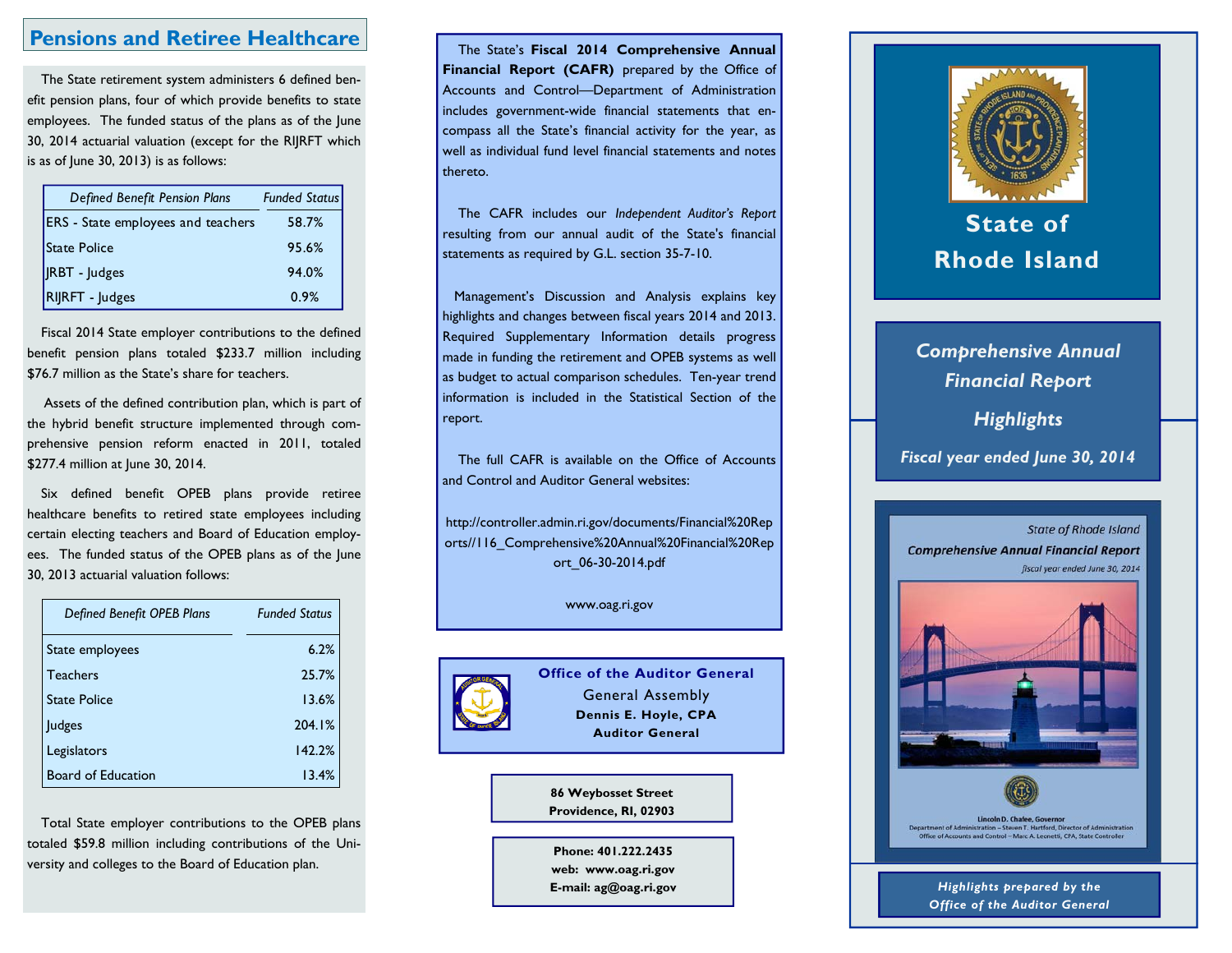## Pensions and Retiree Healthcare

The State retirement system administers 6 defined benefit pension plans, four of which provide benefits to state employees. The funded status of the plans as of the June 30, 2014 actuarial valuation (except for the RIJRFT which is as of June 30, 2013) is as follows:

| *Defined Benefit Pension Plans* | *Funded Status* |
|---|---|
| ERS - State employees and teachers | 58.7% |
| State Police | 95.6% |
| JRBT - Judges | 94.0% |
| RIJRFT - Judges | 0.9% |

Fiscal 2014 State employer contributions to the defined benefit pension plans totaled $233.7 million including $76.7 million as the State's share for teachers.

Assets of the defined contribution plan, which is part of the hybrid benefit structure implemented through comprehensive pension reform enacted in 2011, totaled $277.4 million at June 30, 2014.

Six defined benefit OPEB plans provide retiree healthcare benefits to retired state employees including certain electing teachers and Board of Education employees. The funded status of the OPEB plans as of the June 30, 2013 actuarial valuation follows:

| *Defined Benefit OPEB Plans* | *Funded Status* |
|---|---|
| State employees | 6.2% |
| Teachers | 25.7% |
| State Police | 13.6% |
| Judges | 204.1% |
| Legislators | 142.2% |
| Board of Education | 13.4% |

Total State employer contributions to the OPEB plans totaled $59.8 million including contributions of the University and colleges to the Board of Education plan.

The State's **Fiscal 2014 Comprehensive Annual Financial Report (CAFR)** prepared by the Office of Accounts and Control—Department of Administration includes government-wide financial statements that encompass all the State's financial activity for the year, as well as individual fund level financial statements and notes thereto.

The CAFR includes our *Independent Auditor's Report* resulting from our annual audit of the State's financial statements as required by G.L. section 35-7-10.

Management's Discussion and Analysis explains key highlights and changes between fiscal years 2014 and 2013. Required Supplementary Information details progress made in funding the retirement and OPEB systems as well as budget to actual comparison schedules. Ten-year trend information is included in the Statistical Section of the report.

The full CAFR is available on the Office of Accounts and Control and Auditor General websites:

http://controller.admin.ri.gov/documents/Financial%20Reports//116_Comprehensive%20Annual%20Financial%20Report_06-30-2014.pdf

www.oag.ri.gov

**Office of the Auditor General**
General Assembly
**Dennis E. Hoyle, CPA**
**Auditor General**

**86 Weybosset Street**
**Providence, RI, 02903**

**Phone: 401.222.2435**
**web: www.oag.ri.gov**
**E-mail: ag@oag.ri.gov**

# State of Rhode Island

## *Comprehensive Annual Financial Report Highlights*

### *Fiscal year ended June 30, 2014*

*State of Rhode Island*
***Comprehensive Annual Financial Report***
*fiscal year ended June 30, 2014*

Lincoln D. Chafee, Governor
Department of Administration – Steven T. Hartford, Director of Administration
Office of Accounts and Control – Marc A. Leonetti, CPA, State Controller

***Highlights prepared by the Office of the Auditor General***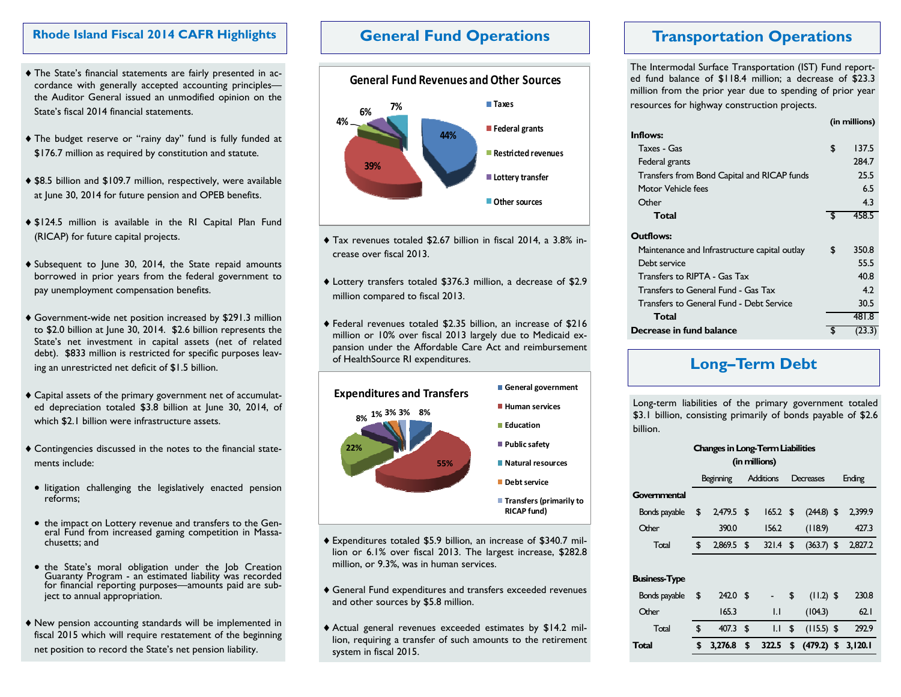## Rhode Island Fiscal 2014 CAFR Highlights

- The State's financial statements are fairly presented in accordance with generally accepted accounting principles—the Auditor General issued an unmodified opinion on the State's fiscal 2014 financial statements.
- The budget reserve or "rainy day" fund is fully funded at $176.7 million as required by constitution and statute.
- $8.5 billion and $109.7 million, respectively, were available at June 30, 2014 for future pension and OPEB benefits.
- $124.5 million is available in the RI Capital Plan Fund (RICAP) for future capital projects.
- Subsequent to June 30, 2014, the State repaid amounts borrowed in prior years from the federal government to pay unemployment compensation benefits.
- Government-wide net position increased by $291.3 million to $2.0 billion at June 30, 2014. $2.6 billion represents the State's net investment in capital assets (net of related debt). $833 million is restricted for specific purposes leaving an unrestricted net deficit of $1.5 billion.
- Capital assets of the primary government net of accumulated depreciation totaled $3.8 billion at June 30, 2014, of which $2.1 billion were infrastructure assets.
- Contingencies discussed in the notes to the financial statements include:
  - litigation challenging the legislatively enacted pension reforms;
  - the impact on Lottery revenue and transfers to the General Fund from increased gaming competition in Massachusetts; and
  - the State's moral obligation under the Job Creation Guaranty Program - an estimated liability was recorded for financial reporting purposes—amounts paid are subject to annual appropriation.
- New pension accounting standards will be implemented in fiscal 2015 which will require restatement of the beginning net position to record the State's net pension liability.

## General Fund Operations

General Fund Revenues and Other Sources

44% Taxes
39% Federal grants
4% Restricted revenues
6% Lottery transfer
7% Other sources

- Tax revenues totaled $2.67 billion in fiscal 2014, a 3.8% increase over fiscal 2013.
- Lottery transfers totaled $376.3 million, a decrease of $2.9 million compared to fiscal 2013.
- Federal revenues totaled $2.35 billion, an increase of $216 million or 10% over fiscal 2013 largely due to Medicaid expansion under the Affordable Care Act and reimbursement of HealthSource RI expenditures.

Expenditures and Transfers

8% General government
55% Human services
22% Education
8% Public safety
1% Natural resources
3% Debt service
3% Transfers (primarily to RICAP fund)

- Expenditures totaled $5.9 billion, an increase of $340.7 million or 6.1% over fiscal 2013. The largest increase, $282.8 million, or 9.3%, was in human services.
- General Fund expenditures and transfers exceeded revenues and other sources by $5.8 million.
- Actual general revenues exceeded estimates by $14.2 million, requiring a transfer of such amounts to the retirement system in fiscal 2015.

## Transportation Operations

The Intermodal Surface Transportation (IST) Fund reported fund balance of $118.4 million; a decrease of $23.3 million from the prior year due to spending of prior year resources for highway construction projects.

| | | (in millions) |
|---|---|---|
| **Inflows:** | | |
| Taxes - Gas | $ | 137.5 |
| Federal grants | | 284.7 |
| Transfers from Bond Capital and RICAP funds | | 25.5 |
| Motor Vehicle fees | | 6.5 |
| Other | | 4.3 |
| **Total** | $ | 458.5 |
| **Outflows:** | | |
| Maintenance and Infrastructure capital outlay | $ | 350.8 |
| Debt service | | 55.5 |
| Transfers to RIPTA - Gas Tax | | 40.8 |
| Transfers to General Fund - Gas Tax | | 4.2 |
| Transfers to General Fund - Debt Service | | 30.5 |
| **Total** | | 481.8 |
| **Decrease in fund balance** | $ | (23.3) |

## Long–Term Debt

Long-term liabilities of the primary government totaled $3.1 billion, consisting primarily of bonds payable of $2.6 billion.

**Changes in Long-Term Liabilities (in millions)**

| | Beginning | Additions | Decreases | Ending |
|---|---|---|---|---|
| **Governmental** | | | | |
| Bonds payable | $ 2,479.5 | $ 165.2 | $ (244.8) | $ 2,399.9 |
| Other | 390.0 | 156.2 | (118.9) | 427.3 |
| Total | $ 2,869.5 | $ 321.4 | $ (363.7) | $ 2,827.2 |
| **Business-Type** | | | | |
| Bonds payable | $ 242.0 | $ - | $ (11.2) | $ 230.8 |
| Other | 165.3 | 1.1 | (104.3) | 62.1 |
| Total | $ 407.3 | $ 1.1 | $ (115.5) | $ 292.9 |
| **Total** | **$ 3,276.8** | **$ 322.5** | **$ (479.2)** | **$ 3,120.1** |